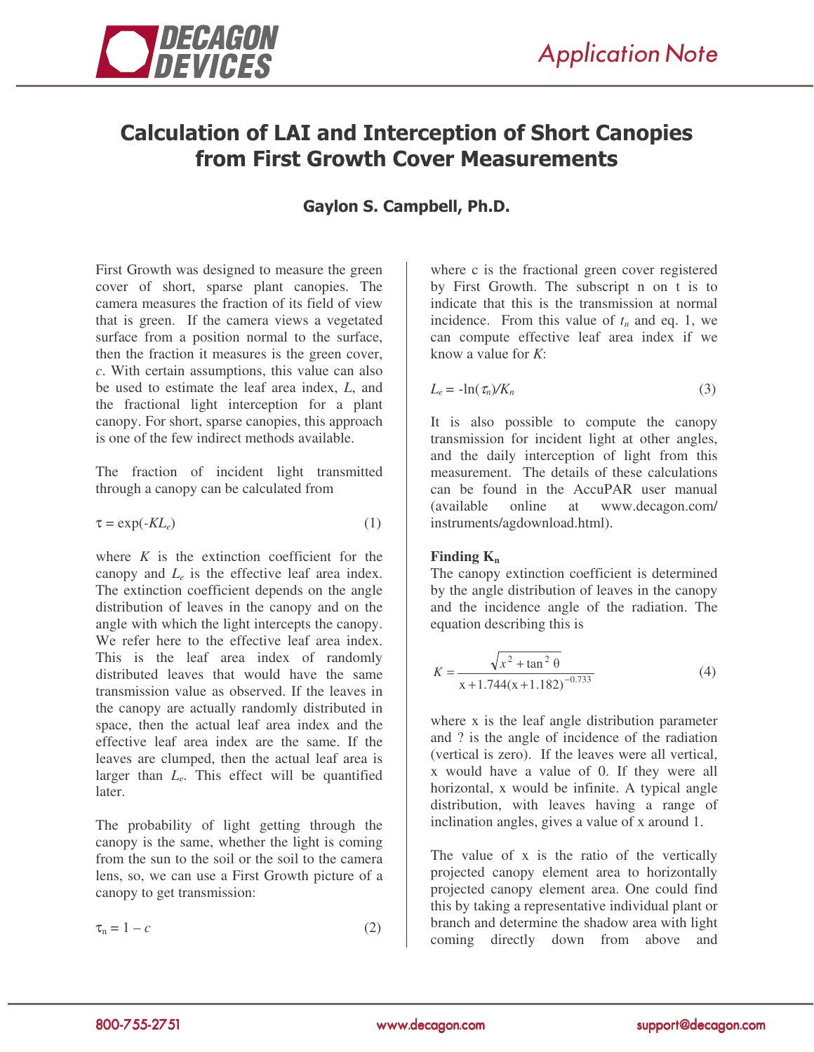# Calculation of LAI and Interception of Short Canopies from First Growth Cover Measurements

**Gaylon S. Campbell, Ph.D.**

First Growth was designed to measure the green cover of short, sparse plant canopies. The camera measures the fraction of its field of view that is green. If the camera views a vegetated surface from a position normal to the surface, then the fraction it measures is the green cover, *c*. With certain assumptions, this value can also be used to estimate the leaf area index, *L*, and the fractional light interception for a plant canopy. For short, sparse canopies, this approach is one of the few indirect methods available.

The fraction of incident light transmitted through a canopy can be calculated from

$$\tau = \exp(-KL_e) \tag{1}$$

where $K$ is the extinction coefficient for the canopy and $L_e$ is the effective leaf area index. The extinction coefficient depends on the angle distribution of leaves in the canopy and on the angle with which the light intercepts the canopy. We refer here to the effective leaf area index. This is the leaf area index of randomly distributed leaves that would have the same transmission value as observed. If the leaves in the canopy are actually randomly distributed in space, then the actual leaf area index and the effective leaf area index are the same. If the leaves are clumped, then the actual leaf area is larger than $L_e$. This effect will be quantified later.

The probability of light getting through the canopy is the same, whether the light is coming from the sun to the soil or the soil to the camera lens, so, we can use a First Growth picture of a canopy to get transmission:

$$\tau_n = 1 - c \tag{2}$$

where c is the fractional green cover registered by First Growth. The subscript n on t is to indicate that this is the transmission at normal incidence. From this value of $t_n$ and eq. 1, we can compute effective leaf area index if we know a value for *K*:

$$L_e = -\ln(\tau_n)/K_n \tag{3}$$

It is also possible to compute the canopy transmission for incident light at other angles, and the daily interception of light from this measurement. The details of these calculations can be found in the AccuPAR user manual (available online at www.decagon.com/instruments/agdownload.html).

**Finding $K_n$**

The canopy extinction coefficient is determined by the angle distribution of leaves in the canopy and the incidence angle of the radiation. The equation describing this is

$$K = \frac{\sqrt{x^2 + \tan^2\theta}}{x + 1.744(x + 1.182)^{-0.733}} \tag{4}$$

where x is the leaf angle distribution parameter and ? is the angle of incidence of the radiation (vertical is zero). If the leaves were all vertical, x would have a value of 0. If they were all horizontal, x would be infinite. A typical angle distribution, with leaves having a range of inclination angles, gives a value of x around 1.

The value of x is the ratio of the vertically projected canopy element area to horizontally projected canopy element area. One could find this by taking a representative individual plant or branch and determine the shadow area with light coming directly down from above and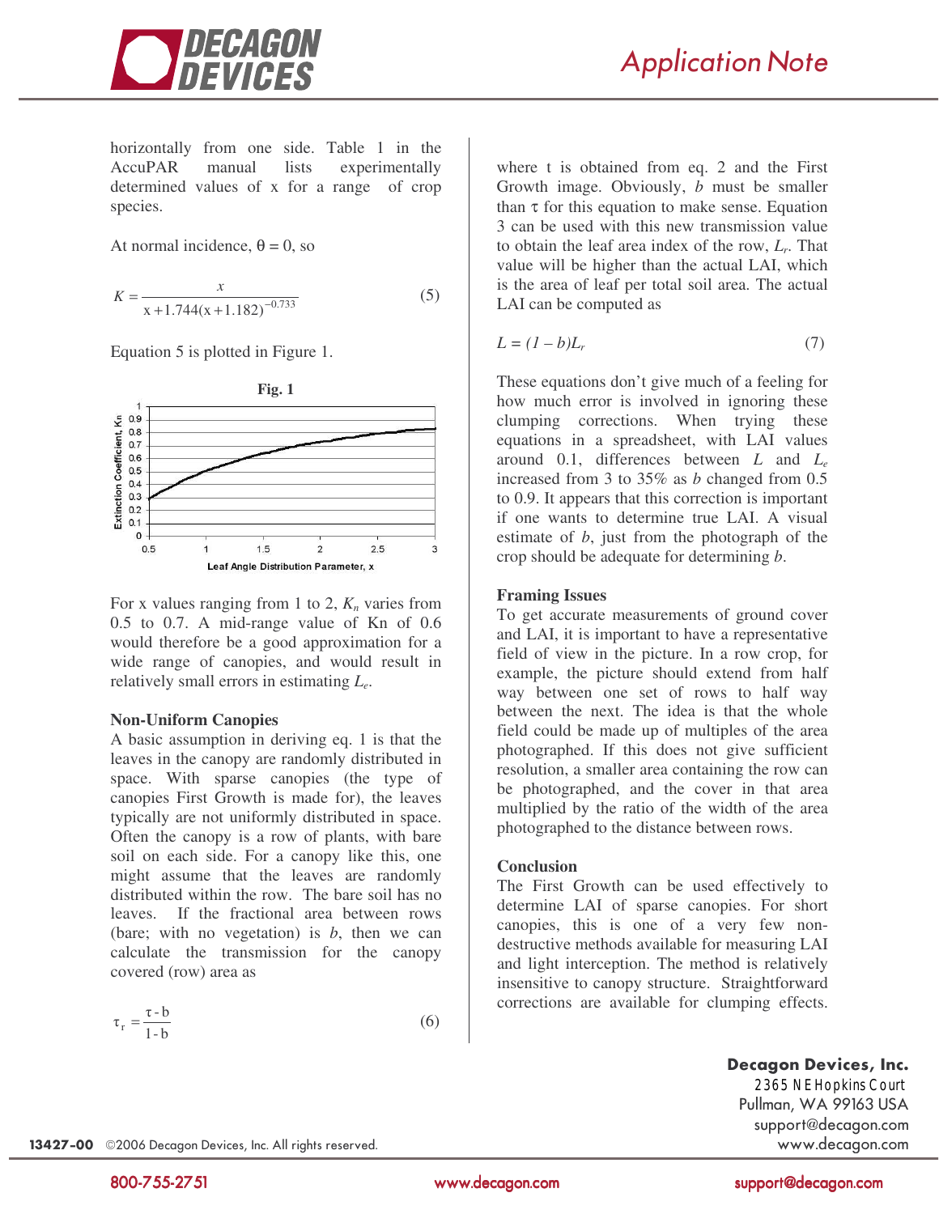horizontally from one side. Table 1 in the AccuPAR manual lists experimentally determined values of x for a range of crop species.

At normal incidence, $\theta = 0$, so

$$K = \frac{x}{x + 1.744(x + 1.182)^{-0.733}} \tag{5}$$

Equation 5 is plotted in Figure 1.

**Fig. 1**

Extinction Coefficient, Kn

1
0.9
0.8
0.7
0.6
0.5
0.4
0.3
0.2
0.1
0

0.5
1
1.5
2
2.5
3

Leaf Angle Distribution Parameter, x

For x values ranging from 1 to 2, $K_n$ varies from 0.5 to 0.7. A mid-range value of Kn of 0.6 would therefore be a good approximation for a wide range of canopies, and would result in relatively small errors in estimating $L_e$.

### Non-Uniform Canopies

A basic assumption in deriving eq. 1 is that the leaves in the canopy are randomly distributed in space. With sparse canopies (the type of canopies First Growth is made for), the leaves typically are not uniformly distributed in space. Often the canopy is a row of plants, with bare soil on each side. For a canopy like this, one might assume that the leaves are randomly distributed within the row. The bare soil has no leaves. If the fractional area between rows (bare; with no vegetation) is $b$, then we can calculate the transmission for the canopy covered (row) area as

$$\tau_r = \frac{\tau - b}{1 - b} \tag{6}$$

where t is obtained from eq. 2 and the First Growth image. Obviously, $b$ must be smaller than $\tau$ for this equation to make sense. Equation 3 can be used with this new transmission value to obtain the leaf area index of the row, $L_r$. That value will be higher than the actual LAI, which is the area of leaf per total soil area. The actual LAI can be computed as

$$L = (1 - b)L_r \tag{7}$$

These equations don't give much of a feeling for how much error is involved in ignoring these clumping corrections. When trying these equations in a spreadsheet, with LAI values around 0.1, differences between $L$ and $L_e$ increased from 3 to 35% as $b$ changed from 0.5 to 0.9. It appears that this correction is important if one wants to determine true LAI. A visual estimate of $b$, just from the photograph of the crop should be adequate for determining $b$.

### Framing Issues

To get accurate measurements of ground cover and LAI, it is important to have a representative field of view in the picture. In a row crop, for example, the picture should extend from half way between one set of rows to half way between the next. The idea is that the whole field could be made up of multiples of the area photographed. If this does not give sufficient resolution, a smaller area containing the row can be photographed, and the cover in that area multiplied by the ratio of the width of the area photographed to the distance between rows.

### Conclusion

The First Growth can be used effectively to determine LAI of sparse canopies. For short canopies, this is one of a very few non-destructive methods available for measuring LAI and light interception. The method is relatively insensitive to canopy structure. Straightforward corrections are available for clumping effects.

**Decagon Devices, Inc.**
2365 NE Hopkins Court
Pullman, WA 99163 USA
support@decagon.com
www.decagon.com

**13427-00** ©2006 Decagon Devices, Inc. All rights reserved.